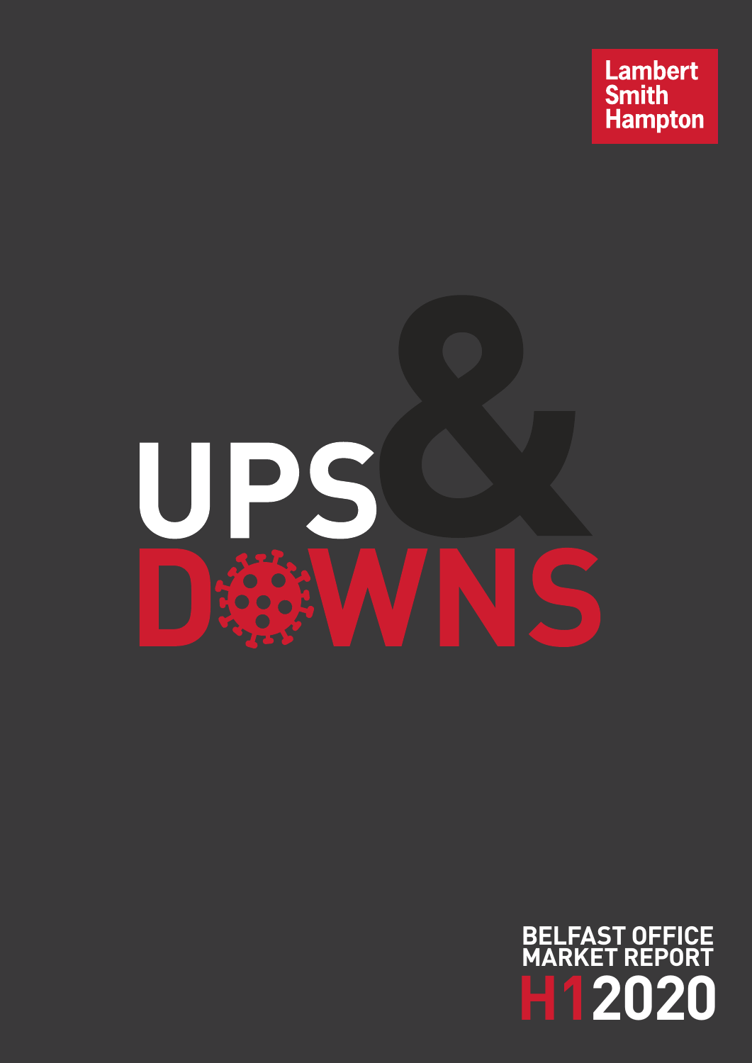Lambert Smith Hampton

# UPS & DOWNS

## BELFAST OFFICE MARKET REPORT

## H1 2020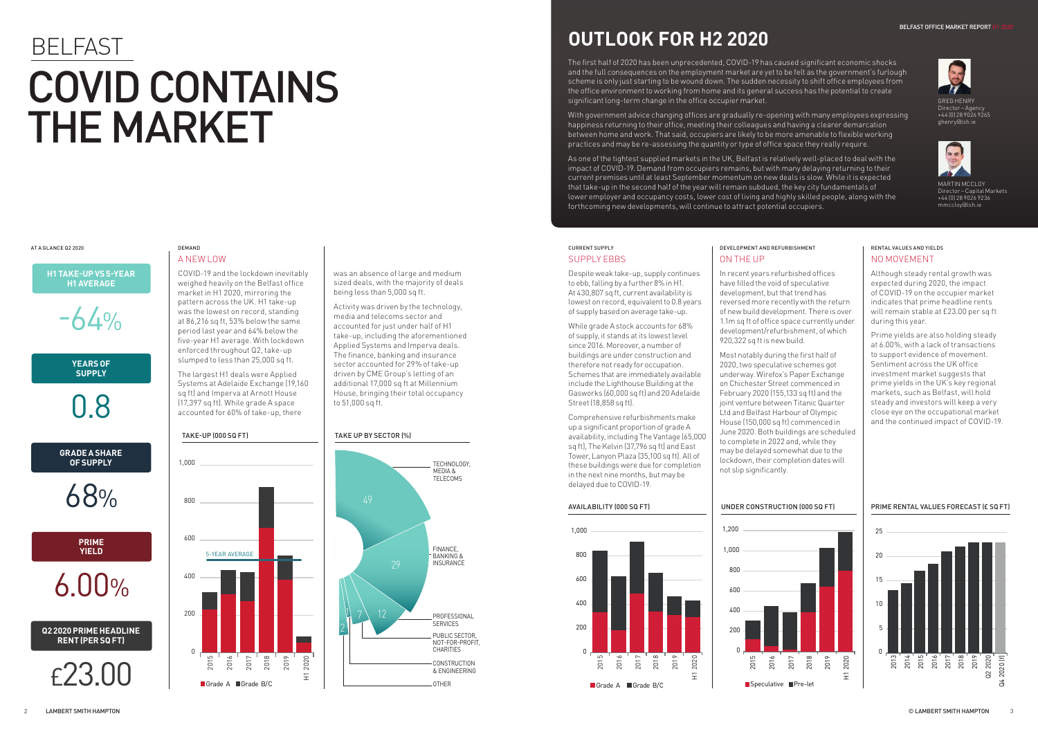# BELFAST

# COVID CONTAINS THE MARKET

## OUTLOOK FOR H2 2020

The first half of 2020 has been unprecedented, COVID-19 has caused significant economic shocks and the full consequences on the employment market are yet to be felt as the government's furlough scheme is only just starting to be wound down. The sudden necessity to shift office employees from the office environment to working from home and its general success has the potential to create significant long-term change in the office occupier market.

With government advice changing offices are gradually re-opening with many employees expressing happiness returning to their office, meeting their colleagues and having a clearer demarcation between home and work. That said, occupiers are likely to be more amenable to flexible working practices and may be re-assessing the quantity or type of office space they really require.

As one of the tightest supplied markets in the UK, Belfast is relatively well-placed to deal with the impact of COVID-19. Demand from occupiers remains, but with many delaying returning to their current premises until at least September momentum on new deals is slow. While it is expected that take-up in the second half of the year will remain subdued, the key city fundamentals of lower employer and occupancy costs, lower cost of living and highly skilled people, along with the forthcoming new developments, will continue to attract potential occupiers.

GREG HENRY
Director – Agency
+44 (0) 28 9026 9265
ghenry@lsh.ie

MARTIN MCCLOY
Director – Capital Markets
+44 (0) 28 9026 9236
mmccloy@lsh.ie

### AT A GLANCE Q2 2020

**H1 TAKE-UP VS 5-YEAR H1 AVERAGE**
-64%

**YEARS OF SUPPLY**
0.8

**GRADE A SHARE OF SUPPLY**
68%

**PRIME YIELD**
6.00%

**Q2 2020 PRIME HEADLINE RENT (PER SQ FT)**
£23.00

### DEMAND

## A NEW LOW

COVID-19 and the lockdown inevitably weighed heavily on the Belfast office market in H1 2020, mirroring the pattern across the UK. H1 take-up was the lowest on record, standing at 86,216 sq ft, 53% below the same period last year and 64% below the five-year H1 average. With lockdown enforced throughout Q2, take-up slumped to less than 25,000 sq ft.

The largest H1 deals were Applied Systems at Adelaide Exchange (19,160 sq ft) and Imperva at Arnott House (17,397 sq ft). While grade A space accounted for 60% of take-up, there was an absence of large and medium sized deals, with the majority of deals being less than 5,000 sq ft.

Activity was driven by the technology, media and telecoms sector and accounted for just under half of H1 take-up, including the aforementioned Applied Systems and Imperva deals. The finance, banking and insurance sector accounted for 29% of take-up driven by CME Group's letting of an additional 17,000 sq ft at Millennium House, bringing their total occupancy to 51,000 sq ft.

**TAKE-UP (000 SQ FT)**

Chart: 2015–H1 2020, Grade A / Grade B/C, with 5-YEAR AVERAGE line.

**TAKE UP BY SECTOR (%)**

| Sector | % |
|---|---|
| Technology, Media & Telecoms | 49 |
| Finance, Banking & Insurance | 29 |
| Professional Services | 12 |
| Public Sector, Not-for-Profit, Charities | 7 |
| Construction & Engineering | 1 |
| Other | 2 |

### CURRENT SUPPLY

## SUPPLY EBBS

Despite weak take-up, supply continues to ebb, falling by a further 8% in H1. At 430,807 sq ft, current availability is lowest on record, equivalent to 0.8 years of supply based on average take-up.

While grade A stock accounts for 68% of supply, it stands at its lowest level since 2016. Moreover, a number of buildings are under construction and therefore not ready for occupation. Schemes that are immediately available include the Lighthouse Building at the Gasworks (60,000 sq ft) and 20 Adelaide Street (18,858 sq ft).

Comprehensive refurbishments make up a significant proportion of grade A availability, including The Vantage (65,000 sq ft), The Kelvin (37,796 sq ft) and East Tower, Lanyon Plaza (35,100 sq ft). All of these buildings were due for completion in the next nine months, but may be delayed due to COVID-19.

**AVAILABILITY (000 SQ FT)**

Chart: 2015–H1 2020, Grade A / Grade B/C.

### DEVELOPMENT AND REFURBISHMENT

## ON THE UP

In recent years refurbished offices have filled the void of speculative development, but that trend has reversed more recently with the return of new build development. There is over 1.1m sq ft of office space currently under development/refurbishment, of which 920,322 sq ft is new build.

Most notably during the first half of 2020, two speculative schemes got underway. Wirefox's Paper Exchange on Chichester Street commenced in February 2020 (155,133 sq ft) and the joint venture between Titanic Quarter Ltd and Belfast Harbour of Olympic House (150,000 sq ft) commenced in June 2020. Both buildings are scheduled to complete in 2022 and, while they may be delayed somewhat due to the lockdown, their completion dates will not slip significantly.

**UNDER CONSTRUCTION (000 SQ FT)**

Chart: 2015–H1 2020, Speculative / Pre-let.

### RENTAL VALUES AND YIELDS

## NO MOVEMENT

Although steady rental growth was expected during 2020, the impact of COVID-19 on the occupier market indicates that prime headline rents will remain stable at £23.00 per sq ft during this year.

Prime yields are also holding steady at 6.00%, with a lack of transactions to support evidence of movement. Sentiment across the UK office investment market suggests that prime yields in the UK's key regional markets, such as Belfast, will hold steady and investors will keep a very close eye on the occupational market and the continued impact of COVID-19.

**PRIME RENTAL VALUES FORECAST (£ SQ FT)**

Chart: 2013–Q2 2020, Q4 2020 (f).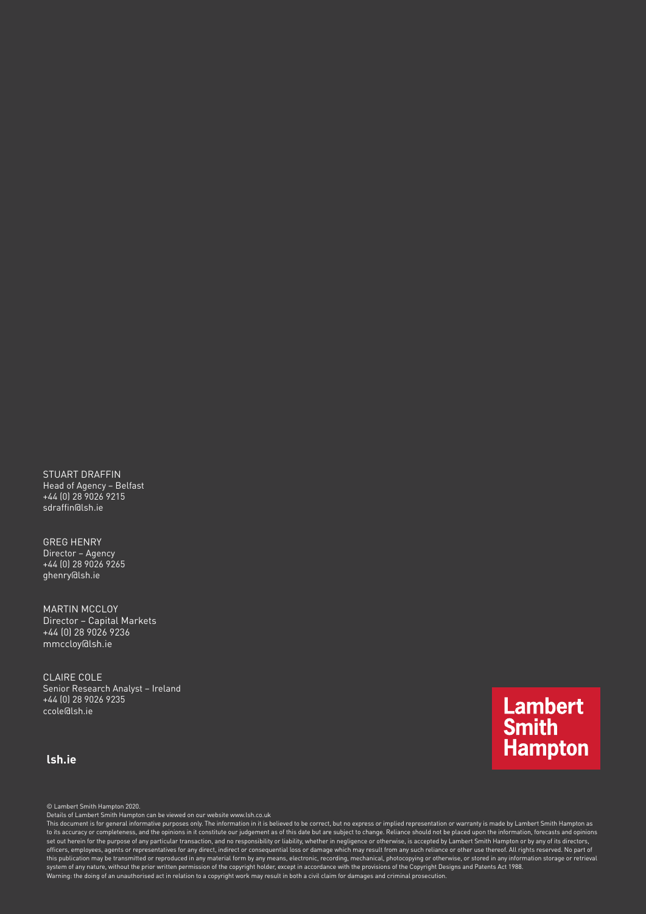STUART DRAFFIN
Head of Agency – Belfast
+44 (0) 28 9026 9215
sdraffin@lsh.ie

GREG HENRY
Director – Agency
+44 (0) 28 9026 9265
ghenry@lsh.ie

MARTIN MCCLOY
Director – Capital Markets
+44 (0) 28 9026 9236
mmccloy@lsh.ie

CLAIRE COLE
Senior Research Analyst – Ireland
+44 (0) 28 9026 9235
ccole@lsh.ie

**lsh.ie**

**Lambert Smith Hampton**

© Lambert Smith Hampton 2020.
Details of Lambert Smith Hampton can be viewed on our website www.lsh.co.uk
This document is for general informative purposes only. The information in it is believed to be correct, but no express or implied representation or warranty is made by Lambert Smith Hampton as to its accuracy or completeness, and the opinions in it constitute our judgement as of this date but are subject to change. Reliance should not be placed upon the information, forecasts and opinions set out herein for the purpose of any particular transaction, and no responsibility or liability, whether in negligence or otherwise, is accepted by Lambert Smith Hampton or by any of its directors, officers, employees, agents or representatives for any direct, indirect or consequential loss or damage which may result from any such reliance or other use thereof. All rights reserved. No part of this publication may be transmitted or reproduced in any material form by any means, electronic, recording, mechanical, photocopying or otherwise, or stored in any information storage or retrieval system of any nature, without the prior written permission of the copyright holder, except in accordance with the provisions of the Copyright Designs and Patents Act 1988.
Warning: the doing of an unauthorised act in relation to a copyright work may result in both a civil claim for damages and criminal prosecution.